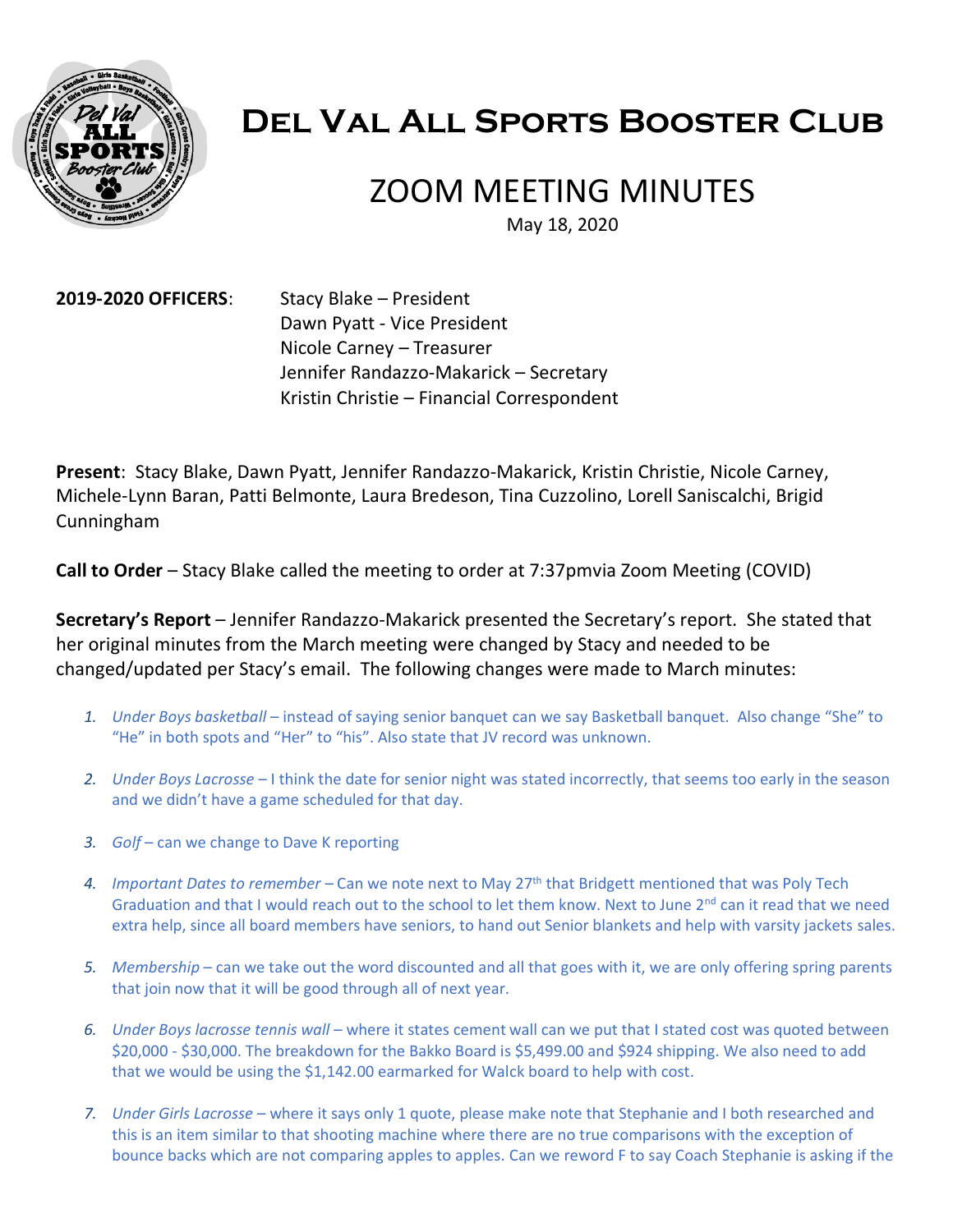# Del Val All Sports Booster Club

# ZOOM MEETING MINUTES

May 18, 2020

**2019-2020 OFFICERS**: Stacy Blake – President
Dawn Pyatt - Vice President
Nicole Carney – Treasurer
Jennifer Randazzo-Makarick – Secretary
Kristin Christie – Financial Correspondent

**Present**: Stacy Blake, Dawn Pyatt, Jennifer Randazzo-Makarick, Kristin Christie, Nicole Carney, Michele-Lynn Baran, Patti Belmonte, Laura Bredeson, Tina Cuzzolino, Lorell Saniscalchi, Brigid Cunningham

**Call to Order** – Stacy Blake called the meeting to order at 7:37pmvia Zoom Meeting (COVID)

**Secretary's Report** – Jennifer Randazzo-Makarick presented the Secretary's report. She stated that her original minutes from the March meeting were changed by Stacy and needed to be changed/updated per Stacy's email. The following changes were made to March minutes:

1. *Under Boys basketball* – instead of saying senior banquet can we say Basketball banquet. Also change "She" to "He" in both spots and "Her" to "his". Also state that JV record was unknown.
2. *Under Boys Lacrosse* – I think the date for senior night was stated incorrectly, that seems too early in the season and we didn't have a game scheduled for that day.
3. *Golf* – can we change to Dave K reporting
4. *Important Dates to remember* – Can we note next to May 27th that Bridgett mentioned that was Poly Tech Graduation and that I would reach out to the school to let them know. Next to June 2nd can it read that we need extra help, since all board members have seniors, to hand out Senior blankets and help with varsity jackets sales.
5. *Membership* – can we take out the word discounted and all that goes with it, we are only offering spring parents that join now that it will be good through all of next year.
6. *Under Boys lacrosse tennis wall* – where it states cement wall can we put that I stated cost was quoted between \$20,000 - \$30,000. The breakdown for the Bakko Board is \$5,499.00 and \$924 shipping. We also need to add that we would be using the \$1,142.00 earmarked for Walck board to help with cost.
7. *Under Girls Lacrosse* – where it says only 1 quote, please make note that Stephanie and I both researched and this is an item similar to that shooting machine where there are no true comparisons with the exception of bounce backs which are not comparing apples to apples. Can we reword F to say Coach Stephanie is asking if the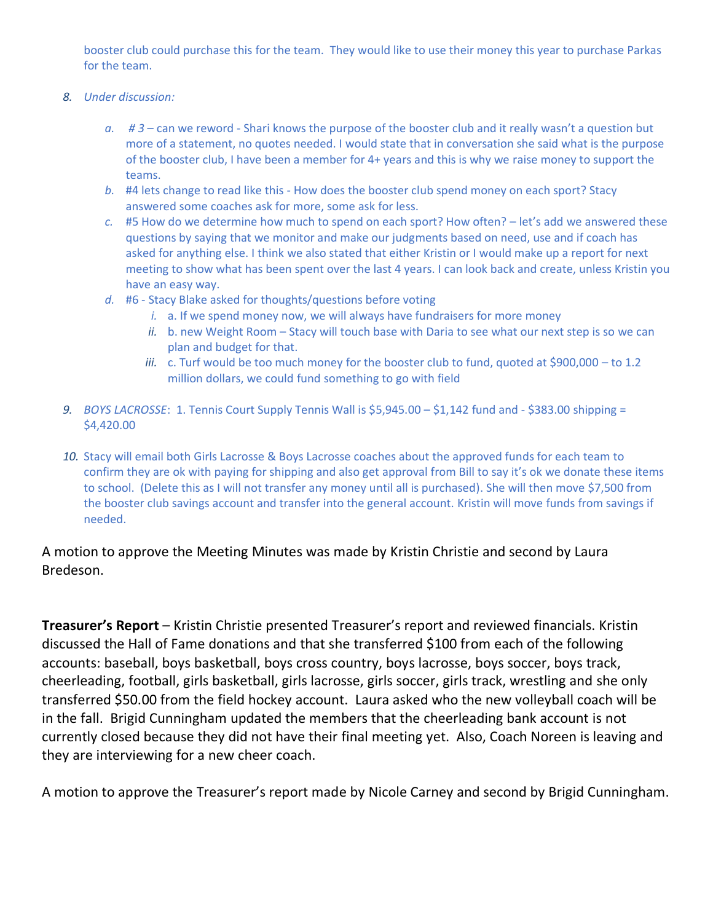booster club could purchase this for the team. They would like to use their money this year to purchase Parkas for the team.

8. *Under discussion:*
   a. *# 3* – can we reword - Shari knows the purpose of the booster club and it really wasn't a question but more of a statement, no quotes needed. I would state that in conversation she said what is the purpose of the booster club, I have been a member for 4+ years and this is why we raise money to support the teams.
   b. #4 lets change to read like this - How does the booster club spend money on each sport? Stacy answered some coaches ask for more, some ask for less.
   c. #5 How do we determine how much to spend on each sport? How often? – let's add we answered these questions by saying that we monitor and make our judgments based on need, use and if coach has asked for anything else. I think we also stated that either Kristin or I would make up a report for next meeting to show what has been spent over the last 4 years. I can look back and create, unless Kristin you have an easy way.
   d. #6 - Stacy Blake asked for thoughts/questions before voting
      i. a. If we spend money now, we will always have fundraisers for more money
      ii. b. new Weight Room – Stacy will touch base with Daria to see what our next step is so we can plan and budget for that.
      iii. c. Turf would be too much money for the booster club to fund, quoted at $900,000 – to 1.2 million dollars, we could fund something to go with field

9. *BOYS LACROSSE*: 1. Tennis Court Supply Tennis Wall is $5,945.00 – $1,142 fund and - $383.00 shipping = $4,420.00

10. Stacy will email both Girls Lacrosse & Boys Lacrosse coaches about the approved funds for each team to confirm they are ok with paying for shipping and also get approval from Bill to say it's ok we donate these items to school. (Delete this as I will not transfer any money until all is purchased). She will then move $7,500 from the booster club savings account and transfer into the general account. Kristin will move funds from savings if needed.

A motion to approve the Meeting Minutes was made by Kristin Christie and second by Laura Bredeson.

**Treasurer's Report** – Kristin Christie presented Treasurer's report and reviewed financials. Kristin discussed the Hall of Fame donations and that she transferred $100 from each of the following accounts: baseball, boys basketball, boys cross country, boys lacrosse, boys soccer, boys track, cheerleading, football, girls basketball, girls lacrosse, girls soccer, girls track, wrestling and she only transferred $50.00 from the field hockey account. Laura asked who the new volleyball coach will be in the fall. Brigid Cunningham updated the members that the cheerleading bank account is not currently closed because they did not have their final meeting yet. Also, Coach Noreen is leaving and they are interviewing for a new cheer coach.

A motion to approve the Treasurer's report made by Nicole Carney and second by Brigid Cunningham.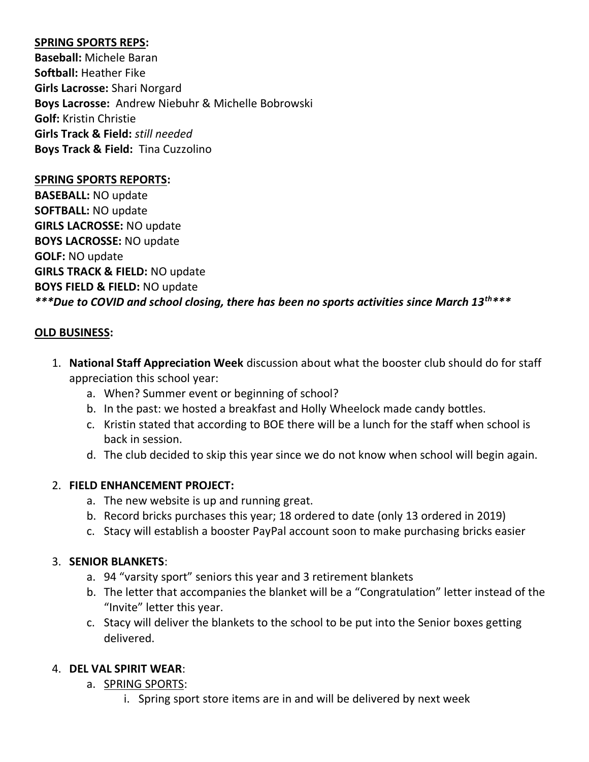**<u>SPRING SPORTS REPS:</u>**
**Baseball:** Michele Baran
**Softball:** Heather Fike
**Girls Lacrosse:** Shari Norgard
**Boys Lacrosse:** Andrew Niebuhr & Michelle Bobrowski
**Golf:** Kristin Christie
**Girls Track & Field:** *still needed*
**Boys Track & Field:** Tina Cuzzolino

**<u>SPRING SPORTS REPORTS:</u>**
**BASEBALL:** NO update
**SOFTBALL:** NO update
**GIRLS LACROSSE:** NO update
**BOYS LACROSSE:** NO update
**GOLF:** NO update
**GIRLS TRACK & FIELD:** NO update
**BOYS FIELD & FIELD:** NO update
***\*\*\*Due to COVID and school closing, there has been no sports activities since March 13th\*\*\****

**<u>OLD BUSINESS:</u>**

1. **National Staff Appreciation Week** discussion about what the booster club should do for staff appreciation this school year:
   a. When? Summer event or beginning of school?
   b. In the past: we hosted a breakfast and Holly Wheelock made candy bottles.
   c. Kristin stated that according to BOE there will be a lunch for the staff when school is back in session.
   d. The club decided to skip this year since we do not know when school will begin again.

2. **FIELD ENHANCEMENT PROJECT:**
   a. The new website is up and running great.
   b. Record bricks purchases this year; 18 ordered to date (only 13 ordered in 2019)
   c. Stacy will establish a booster PayPal account soon to make purchasing bricks easier

3. **SENIOR BLANKETS**:
   a. 94 "varsity sport" seniors this year and 3 retirement blankets
   b. The letter that accompanies the blanket will be a "Congratulation" letter instead of the "Invite" letter this year.
   c. Stacy will deliver the blankets to the school to be put into the Senior boxes getting delivered.

4. **DEL VAL SPIRIT WEAR**:
   a. <u>SPRING SPORTS</u>:
      i. Spring sport store items are in and will be delivered by next week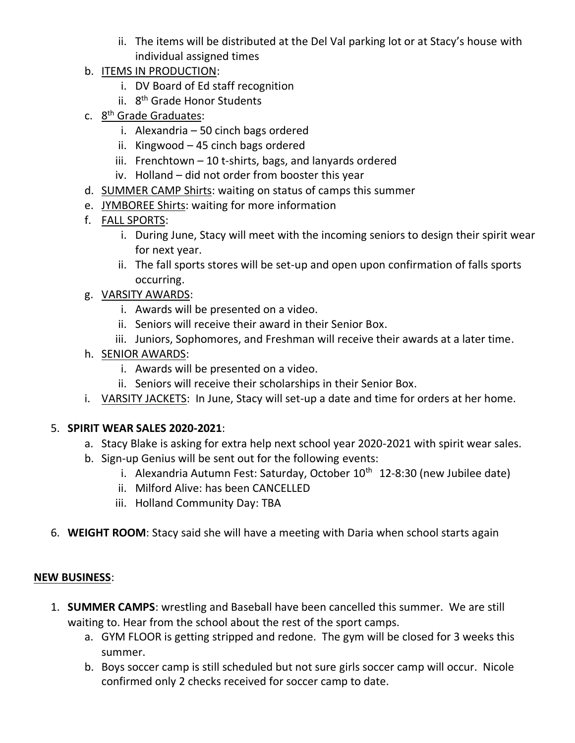- ii. The items will be distributed at the Del Val parking lot or at Stacy's house with individual assigned times
- b. <u>ITEMS IN PRODUCTION</u>:
   - i. DV Board of Ed staff recognition
   - ii. 8th Grade Honor Students
- c. <u>8th Grade Graduates</u>:
   - i. Alexandria – 50 cinch bags ordered
   - ii. Kingwood – 45 cinch bags ordered
   - iii. Frenchtown – 10 t-shirts, bags, and lanyards ordered
   - iv. Holland – did not order from booster this year
- d. <u>SUMMER CAMP Shirts</u>: waiting on status of camps this summer
- e. <u>JYMBOREE Shirts</u>: waiting for more information
- f. <u>FALL SPORTS</u>:
   - i. During June, Stacy will meet with the incoming seniors to design their spirit wear for next year.
   - ii. The fall sports stores will be set-up and open upon confirmation of falls sports occurring.
- g. <u>VARSITY AWARDS</u>:
   - i. Awards will be presented on a video.
   - ii. Seniors will receive their award in their Senior Box.
   - iii. Juniors, Sophomores, and Freshman will receive their awards at a later time.
- h. <u>SENIOR AWARDS</u>:
   - i. Awards will be presented on a video.
   - ii. Seniors will receive their scholarships in their Senior Box.
- i. <u>VARSITY JACKETS</u>: In June, Stacy will set-up a date and time for orders at her home.

5. **SPIRIT WEAR SALES 2020-2021**:
   - a. Stacy Blake is asking for extra help next school year 2020-2021 with spirit wear sales.
   - b. Sign-up Genius will be sent out for the following events:
      - i. Alexandria Autumn Fest: Saturday, October 10th 12-8:30 (new Jubilee date)
      - ii. Milford Alive: has been CANCELLED
      - iii. Holland Community Day: TBA

6. **WEIGHT ROOM**: Stacy said she will have a meeting with Daria when school starts again

**<u>NEW BUSINESS</u>**:

1. **SUMMER CAMPS**: wrestling and Baseball have been cancelled this summer. We are still waiting to. Hear from the school about the rest of the sport camps.
   - a. GYM FLOOR is getting stripped and redone. The gym will be closed for 3 weeks this summer.
   - b. Boys soccer camp is still scheduled but not sure girls soccer camp will occur. Nicole confirmed only 2 checks received for soccer camp to date.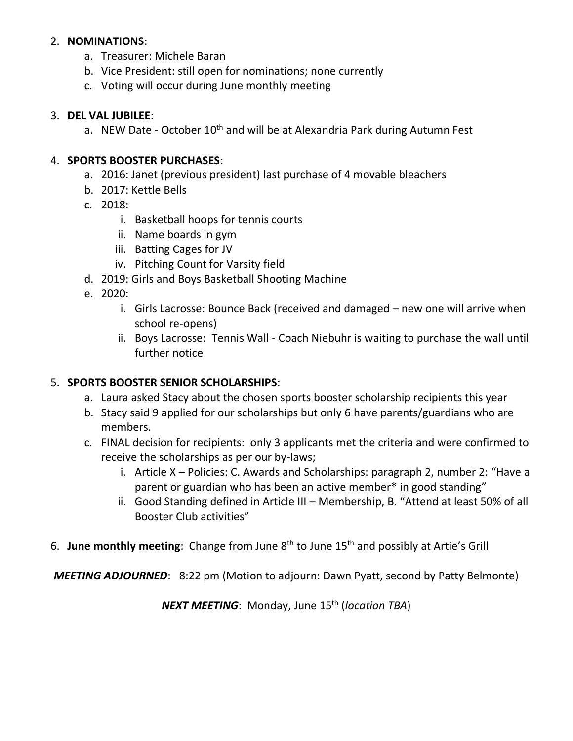2. **NOMINATIONS**:
    a. Treasurer: Michele Baran
    b. Vice President: still open for nominations; none currently
    c. Voting will occur during June monthly meeting

3. **DEL VAL JUBILEE**:
    a. NEW Date - October 10th and will be at Alexandria Park during Autumn Fest

4. **SPORTS BOOSTER PURCHASES**:
    a. 2016: Janet (previous president) last purchase of 4 movable bleachers
    b. 2017: Kettle Bells
    c. 2018:
        i. Basketball hoops for tennis courts
        ii. Name boards in gym
        iii. Batting Cages for JV
        iv. Pitching Count for Varsity field
    d. 2019: Girls and Boys Basketball Shooting Machine
    e. 2020:
        i. Girls Lacrosse: Bounce Back (received and damaged – new one will arrive when school re-opens)
        ii. Boys Lacrosse: Tennis Wall - Coach Niebuhr is waiting to purchase the wall until further notice

5. **SPORTS BOOSTER SENIOR SCHOLARSHIPS**:
    a. Laura asked Stacy about the chosen sports booster scholarship recipients this year
    b. Stacy said 9 applied for our scholarships but only 6 have parents/guardians who are members.
    c. FINAL decision for recipients: only 3 applicants met the criteria and were confirmed to receive the scholarships as per our by-laws;
        i. Article X – Policies: C. Awards and Scholarships: paragraph 2, number 2: "Have a parent or guardian who has been an active member* in good standing"
        ii. Good Standing defined in Article III – Membership, B. "Attend at least 50% of all Booster Club activities"

6. **June monthly meeting**: Change from June 8th to June 15th and possibly at Artie's Grill

***MEETING ADJOURNED***: 8:22 pm (Motion to adjourn: Dawn Pyatt, second by Patty Belmonte)

***NEXT MEETING***: Monday, June 15th (*location TBA*)